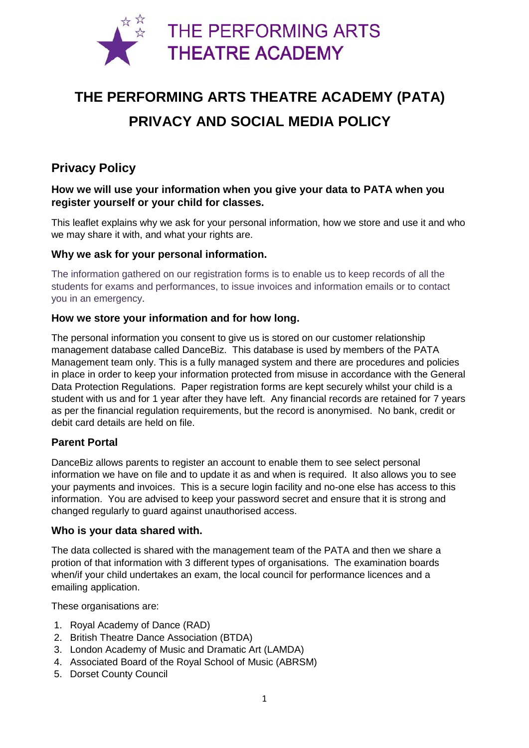THE PERFORMING ARTS THEATRE ACADEMY

# THE PERFORMING ARTS THEATRE ACADEMY (PATA) PRIVACY AND SOCIAL MEDIA POLICY

## Privacy Policy

### How we will use your information when you give your data to PATA when you register yourself or your child for classes.

This leaflet explains why we ask for your personal information, how we store and use it and who we may share it with, and what your rights are.

### Why we ask for your personal information.

The information gathered on our registration forms is to enable us to keep records of all the students for exams and performances, to issue invoices and information emails or to contact you in an emergency.

### How we store your information and for how long.

The personal information you consent to give us is stored on our customer relationship management database called DanceBiz. This database is used by members of the PATA Management team only. This is a fully managed system and there are procedures and policies in place in order to keep your information protected from misuse in accordance with the General Data Protection Regulations. Paper registration forms are kept securely whilst your child is a student with us and for 1 year after they have left. Any financial records are retained for 7 years as per the financial regulation requirements, but the record is anonymised. No bank, credit or debit card details are held on file.

### Parent Portal

DanceBiz allows parents to register an account to enable them to see select personal information we have on file and to update it as and when is required. It also allows you to see your payments and invoices. This is a secure login facility and no-one else has access to this information. You are advised to keep your password secret and ensure that it is strong and changed regularly to guard against unauthorised access.

### Who is your data shared with.

The data collected is shared with the management team of the PATA and then we share a protion of that information with 3 different types of organisations. The examination boards when/if your child undertakes an exam, the local council for performance licences and a emailing application.

These organisations are:

1. Royal Academy of Dance (RAD)
2. British Theatre Dance Association (BTDA)
3. London Academy of Music and Dramatic Art (LAMDA)
4. Associated Board of the Royal School of Music (ABRSM)
5. Dorset County Council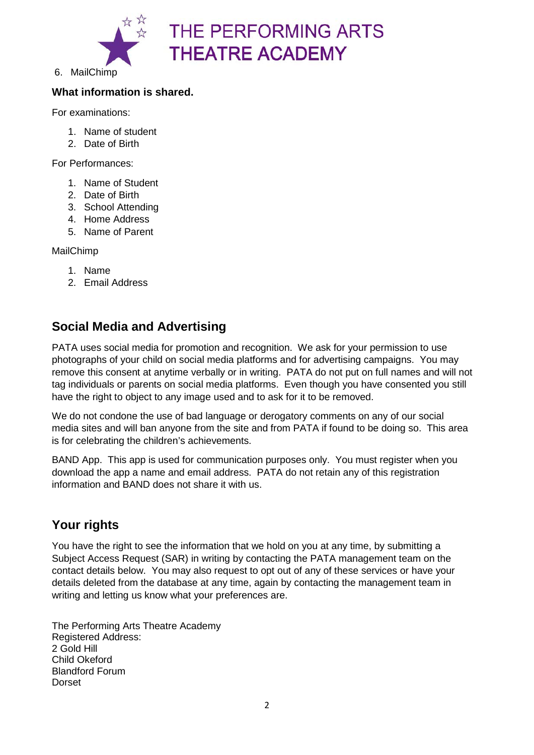6. MailChimp

**What information is shared.**

For examinations:

1. Name of student
2. Date of Birth

For Performances:

1. Name of Student
2. Date of Birth
3. School Attending
4. Home Address
5. Name of Parent

MailChimp

1. Name
2. Email Address

## Social Media and Advertising

PATA uses social media for promotion and recognition. We ask for your permission to use photographs of your child on social media platforms and for advertising campaigns. You may remove this consent at anytime verbally or in writing. PATA do not put on full names and will not tag individuals or parents on social media platforms. Even though you have consented you still have the right to object to any image used and to ask for it to be removed.

We do not condone the use of bad language or derogatory comments on any of our social media sites and will ban anyone from the site and from PATA if found to be doing so. This area is for celebrating the children's achievements.

BAND App. This app is used for communication purposes only. You must register when you download the app a name and email address. PATA do not retain any of this registration information and BAND does not share it with us.

## Your rights

You have the right to see the information that we hold on you at any time, by submitting a Subject Access Request (SAR) in writing by contacting the PATA management team on the contact details below. You may also request to opt out of any of these services or have your details deleted from the database at any time, again by contacting the management team in writing and letting us know what your preferences are.

The Performing Arts Theatre Academy
Registered Address:
2 Gold Hill
Child Okeford
Blandford Forum
Dorset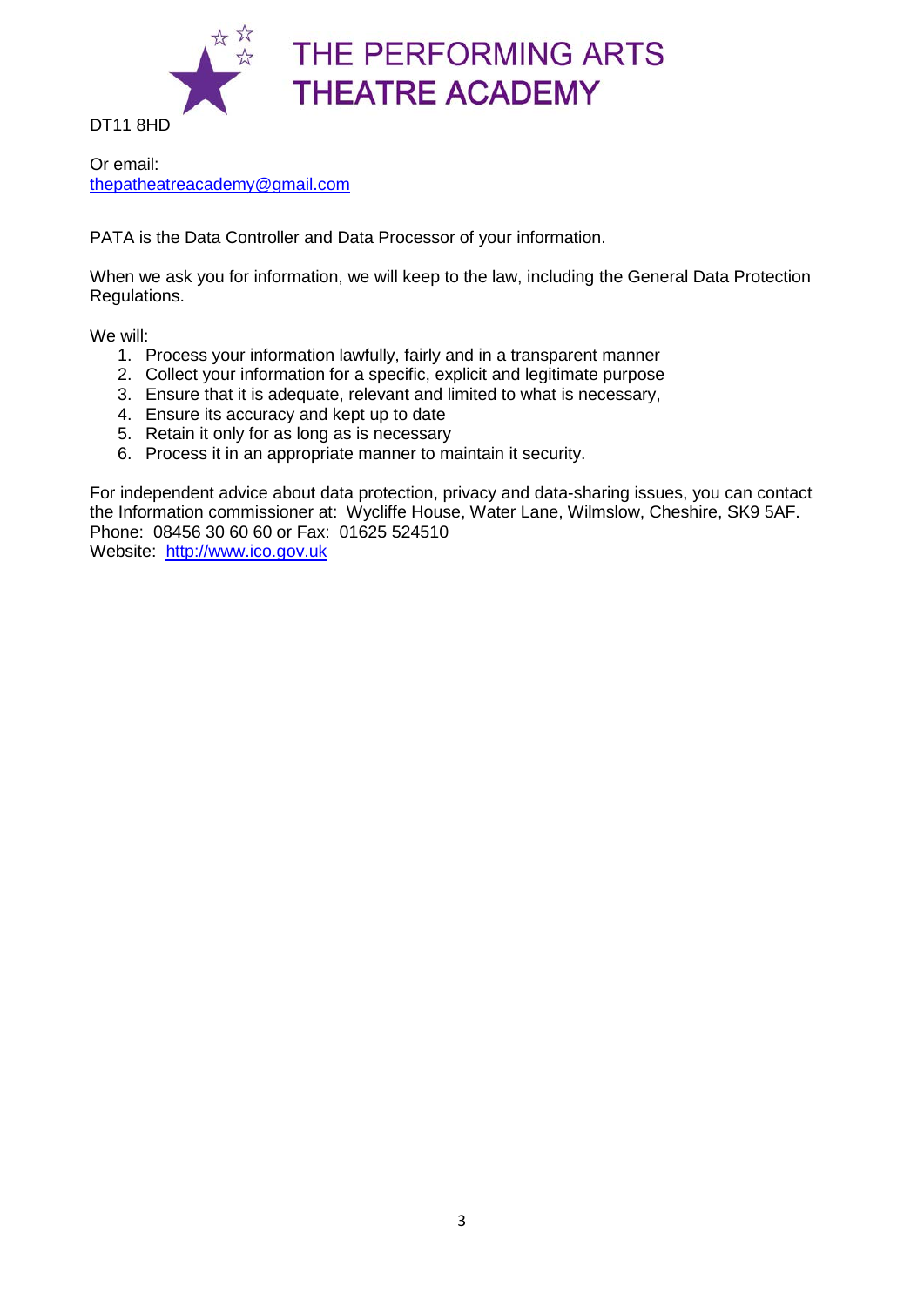# THE PERFORMING ARTS THEATRE ACADEMY

DT11 8HD

Or email:
thepatheatreacademy@gmail.com

PATA is the Data Controller and Data Processor of your information.

When we ask you for information, we will keep to the law, including the General Data Protection Regulations.

We will:

1. Process your information lawfully, fairly and in a transparent manner
2. Collect your information for a specific, explicit and legitimate purpose
3. Ensure that it is adequate, relevant and limited to what is necessary,
4. Ensure its accuracy and kept up to date
5. Retain it only for as long as is necessary
6. Process it in an appropriate manner to maintain it security.

For independent advice about data protection, privacy and data-sharing issues, you can contact the Information commissioner at: Wycliffe House, Water Lane, Wilmslow, Cheshire, SK9 5AF.
Phone: 08456 30 60 60 or Fax: 01625 524510
Website: http://www.ico.gov.uk